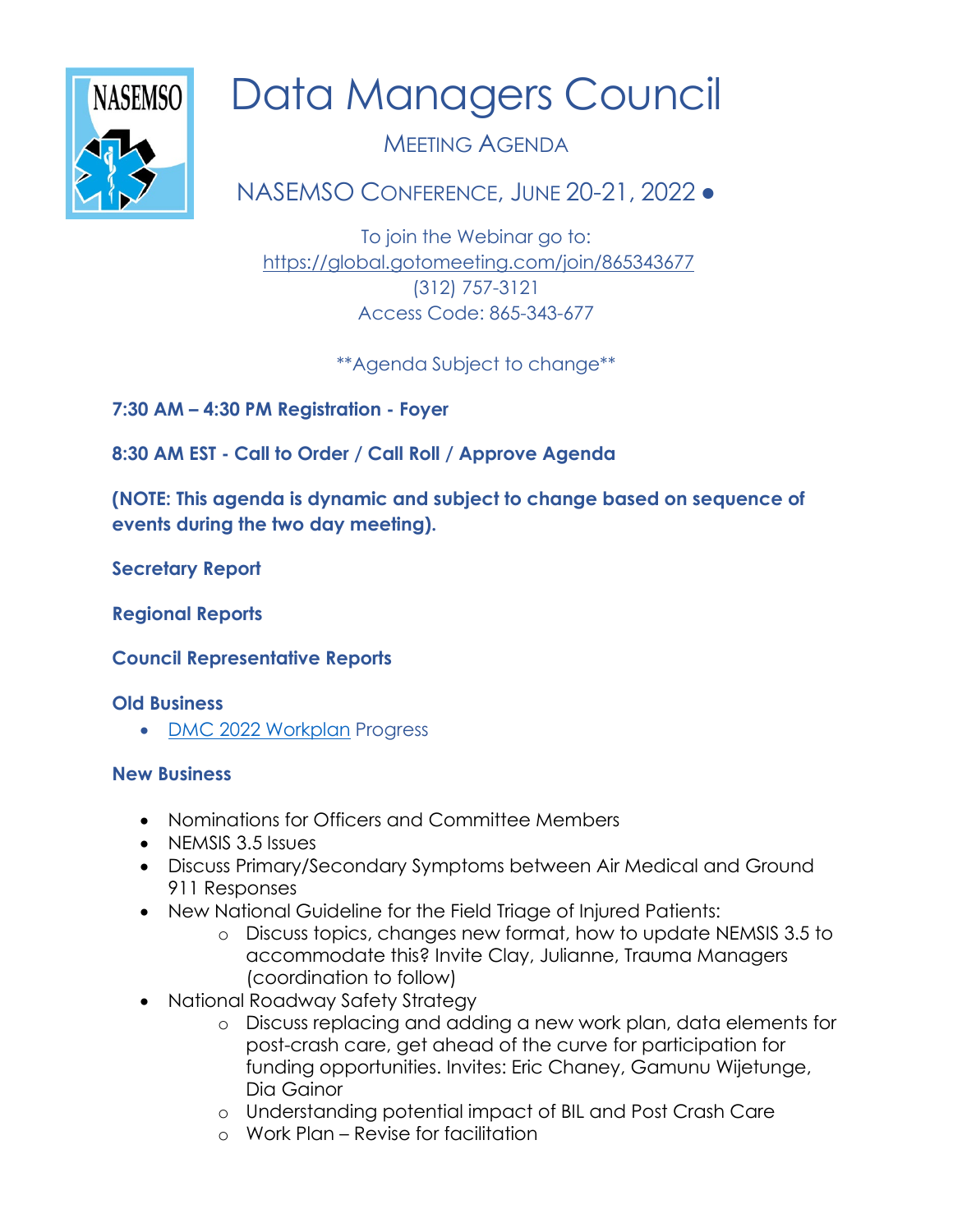# Data Managers Council

MEETING AGENDA

NASEMSO CONFERENCE, JUNE 20-21, 2022 ●

To join the Webinar go to:
https://global.gotomeeting.com/join/865343677
(312) 757-3121
Access Code: 865-343-677

**Agenda Subject to change**

**7:30 AM – 4:30 PM Registration - Foyer**

**8:30 AM EST - Call to Order / Call Roll / Approve Agenda**

**(NOTE: This agenda is dynamic and subject to change based on sequence of events during the two day meeting).**

**Secretary Report**

**Regional Reports**

**Council Representative Reports**

**Old Business**

- DMC 2022 Workplan Progress

**New Business**

- Nominations for Officers and Committee Members
- NEMSIS 3.5 Issues
- Discuss Primary/Secondary Symptoms between Air Medical and Ground 911 Responses
- New National Guideline for the Field Triage of Injured Patients:
  - Discuss topics, changes new format, how to update NEMSIS 3.5 to accommodate this? Invite Clay, Julianne, Trauma Managers (coordination to follow)
- National Roadway Safety Strategy
  - Discuss replacing and adding a new work plan, data elements for post-crash care, get ahead of the curve for participation for funding opportunities. Invites: Eric Chaney, Gamunu Wijetunge, Dia Gainor
  - Understanding potential impact of BIL and Post Crash Care
  - Work Plan – Revise for facilitation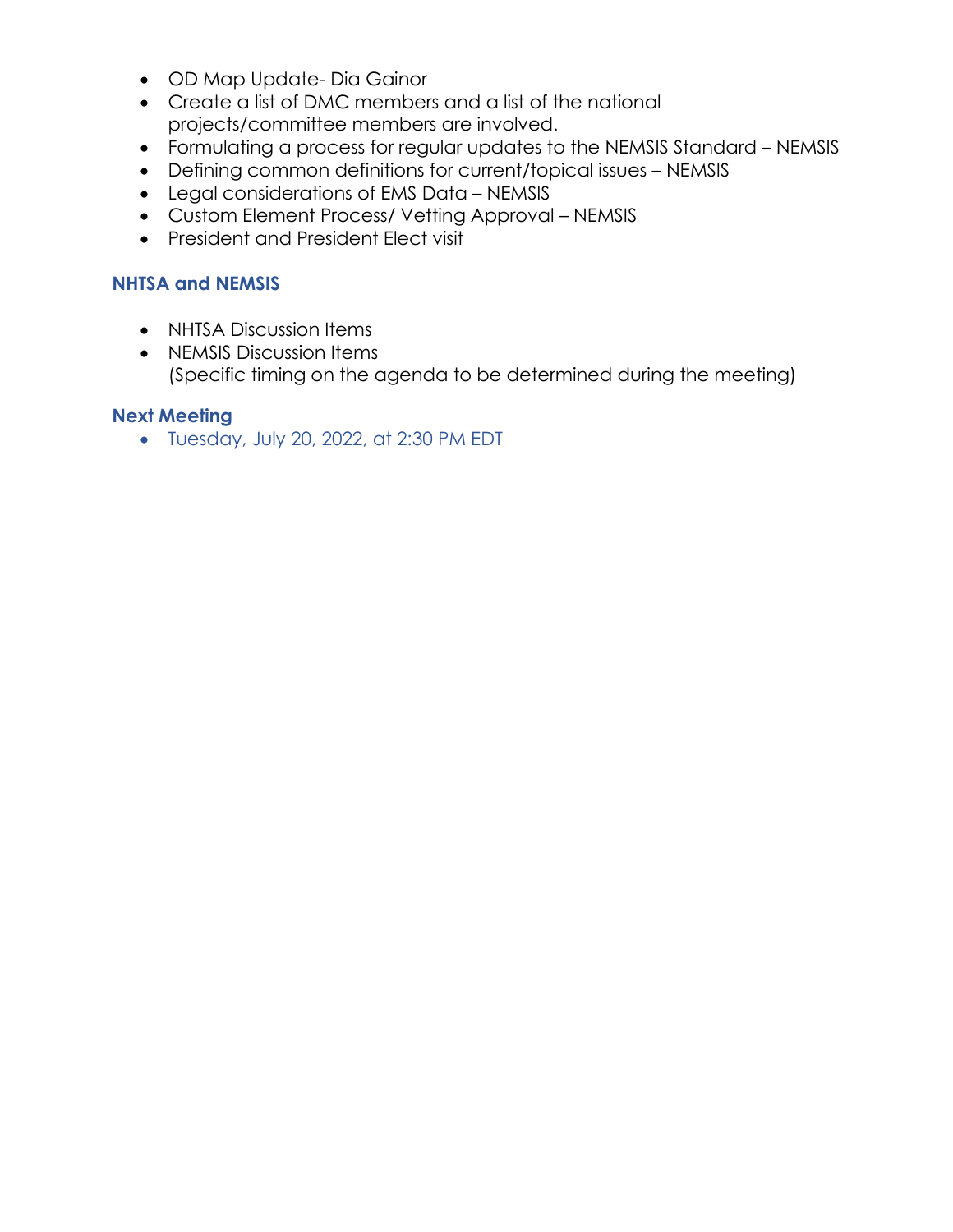- OD Map Update- Dia Gainor
- Create a list of DMC members and a list of the national projects/committee members are involved.
- Formulating a process for regular updates to the NEMSIS Standard – NEMSIS
- Defining common definitions for current/topical issues – NEMSIS
- Legal considerations of EMS Data – NEMSIS
- Custom Element Process/ Vetting Approval – NEMSIS
- President and President Elect visit

### NHTSA and NEMSIS

- NHTSA Discussion Items
- NEMSIS Discussion Items
  (Specific timing on the agenda to be determined during the meeting)

### Next Meeting

- Tuesday, July 20, 2022, at 2:30 PM EDT